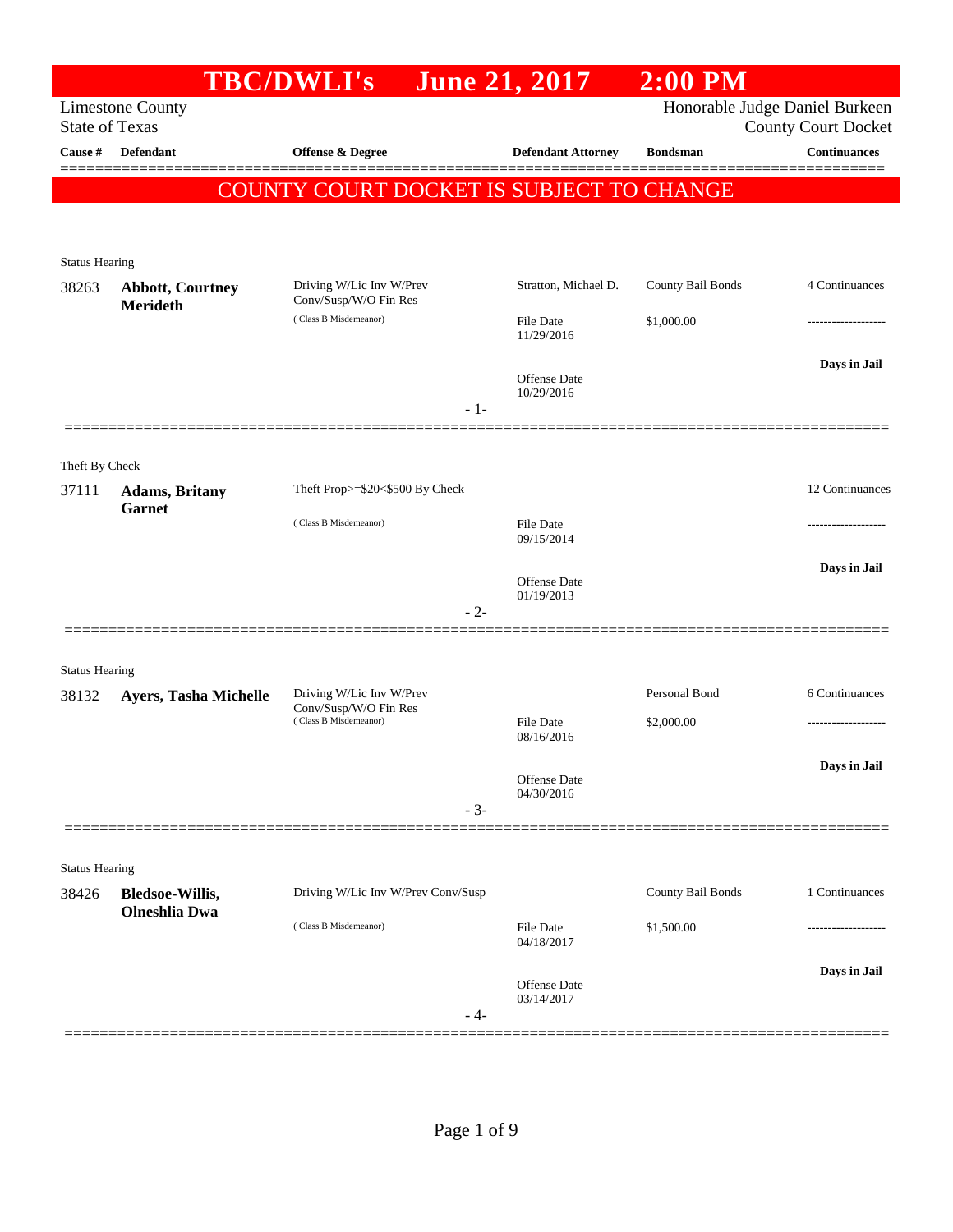# TBC/DWLI's June 21, 2017 2:00 PM

Limestone County
State of Texas

Honorable Judge Daniel Burkeen
County Court Docket

**COUNTY COURT DOCKET IS SUBJECT TO CHANGE**

| Cause # | Defendant | Offense & Degree | Defendant Attorney | Bondsman | Continuances |
|---|---|---|---|---|---|
| **Status Hearing** | | | | | |
| 38263 | **Abbott, Courtney Merideth** | Driving W/Lic Inv W/Prev Conv/Susp/W/O Fin Res (Class B Misdemeanor) | Stratton, Michael D. | County Bail Bonds | 4 Continuances |
| | | | File Date 11/29/2016 | $1,000.00 | ------------------- |
| | | | Offense Date 10/29/2016 | | **Days in Jail** |
| | | - 1- | | | |
| **Theft By Check** | | | | | |
| 37111 | **Adams, Britany Garnet** | Theft Prop>=$20<$500 By Check (Class B Misdemeanor) | | | 12 Continuances |
| | | | File Date 09/15/2014 | | ------------------- |
| | | | Offense Date 01/19/2013 | | **Days in Jail** |
| | | - 2- | | | |
| **Status Hearing** | | | | | |
| 38132 | **Ayers, Tasha Michelle** | Driving W/Lic Inv W/Prev Conv/Susp/W/O Fin Res (Class B Misdemeanor) | | Personal Bond | 6 Continuances |
| | | | File Date 08/16/2016 | $2,000.00 | ------------------- |
| | | | Offense Date 04/30/2016 | | **Days in Jail** |
| | | - 3- | | | |
| **Status Hearing** | | | | | |
| 38426 | **Bledsoe-Willis, Olneshlia Dwa** | Driving W/Lic Inv W/Prev Conv/Susp (Class B Misdemeanor) | | County Bail Bonds | 1 Continuances |
| | | | File Date 04/18/2017 | $1,500.00 | ------------------- |
| | | | Offense Date 03/14/2017 | | **Days in Jail** |
| | | - 4- | | | |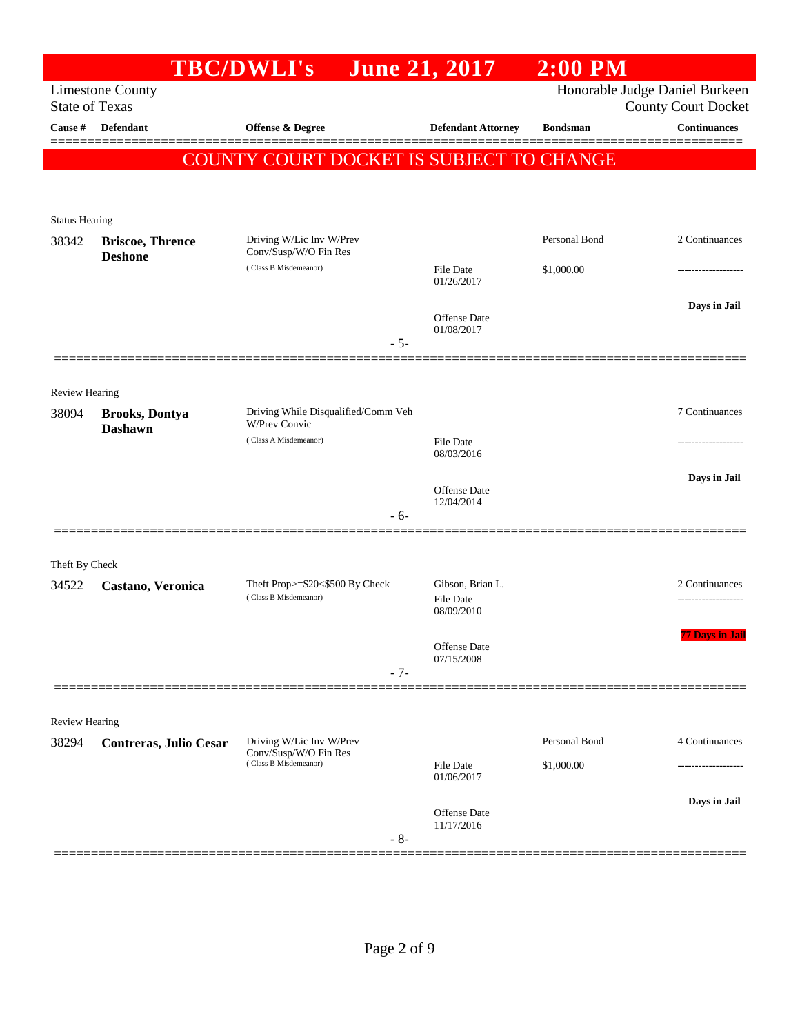# TBC/DWLI's June 21, 2017 2:00 PM

Limestone County
State of Texas

Honorable Judge Daniel Burkeen
County Court Docket

| Cause # | Defendant | Offense & Degree | Defendant Attorney | Bondsman | Continuances |
|---|---|---|---|---|---|

**COUNTY COURT DOCKET IS SUBJECT TO CHANGE**

---

Status Hearing

| Cause # | Defendant | Offense & Degree | Defendant Attorney | Bondsman | Continuances |
|---|---|---|---|---|---|
| 38342 | **Briscoe, Thrence Deshone** | Driving W/Lic Inv W/Prev Conv/Susp/W/O Fin Res (Class B Misdemeanor) | File Date 01/26/2017 | Personal Bond $1,000.00 | 2 Continuances |
| | | | Offense Date 01/08/2017 | | **Days in Jail** |

- 5-

---

Review Hearing

| Cause # | Defendant | Offense & Degree | Defendant Attorney | Bondsman | Continuances |
|---|---|---|---|---|---|
| 38094 | **Brooks, Dontya Dashawn** | Driving While Disqualified/Comm Veh W/Prev Convic (Class A Misdemeanor) | File Date 08/03/2016 | | 7 Continuances |
| | | | Offense Date 12/04/2014 | | **Days in Jail** |

- 6-

---

Theft By Check

| Cause # | Defendant | Offense & Degree | Defendant Attorney | Bondsman | Continuances |
|---|---|---|---|---|---|
| 34522 | **Castano, Veronica** | Theft Prop>=$20<$500 By Check (Class B Misdemeanor) | Gibson, Brian L. File Date 08/09/2010 | | 2 Continuances |
| | | | Offense Date 07/15/2008 | | **77 Days in Jail** |

- 7-

---

Review Hearing

| Cause # | Defendant | Offense & Degree | Defendant Attorney | Bondsman | Continuances |
|---|---|---|---|---|---|
| 38294 | **Contreras, Julio Cesar** | Driving W/Lic Inv W/Prev Conv/Susp/W/O Fin Res (Class B Misdemeanor) | File Date 01/06/2017 | Personal Bond $1,000.00 | 4 Continuances |
| | | | Offense Date 11/17/2016 | | **Days in Jail** |

- 8-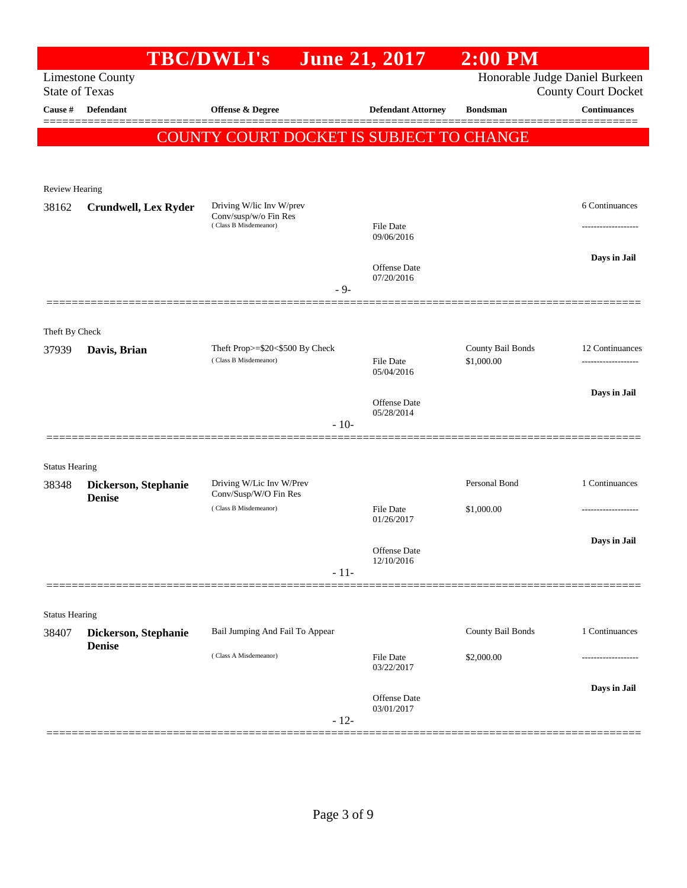# TBC/DWLI's June 21, 2017 2:00 PM

Limestone County
State of Texas

Honorable Judge Daniel Burkeen
County Court Docket

| Cause # | Defendant | Offense & Degree | Defendant Attorney | Bondsman | Continuances |
|---|---|---|---|---|---|

**COUNTY COURT DOCKET IS SUBJECT TO CHANGE**

---

Review Hearing

| Cause # | Defendant | Offense & Degree | Defendant Attorney | Bondsman | Continuances |
|---|---|---|---|---|---|
| 38162 | **Crundwell, Lex Ryder** | Driving W/lic Inv W/prev Conv/susp/w/o Fin Res (Class B Misdemeanor) | File Date 09/06/2016<br>Offense Date 07/20/2016 | | 6 Continuances<br>-------------------<br>**Days in Jail** |

- 9-

---

Theft By Check

| Cause # | Defendant | Offense & Degree | Defendant Attorney | Bondsman | Continuances |
|---|---|---|---|---|---|
| 37939 | **Davis, Brian** | Theft Prop>=$20<$500 By Check (Class B Misdemeanor) | File Date 05/04/2016<br>Offense Date 05/28/2014 | County Bail Bonds<br>$1,000.00 | 12 Continuances<br>-------------------<br>**Days in Jail** |

- 10-

---

Status Hearing

| Cause # | Defendant | Offense & Degree | Defendant Attorney | Bondsman | Continuances |
|---|---|---|---|---|---|
| 38348 | **Dickerson, Stephanie Denise** | Driving W/Lic Inv W/Prev Conv/Susp/W/O Fin Res (Class B Misdemeanor) | File Date 01/26/2017<br>Offense Date 12/10/2016 | Personal Bond<br>$1,000.00 | 1 Continuances<br>-------------------<br>**Days in Jail** |

- 11-

---

Status Hearing

| Cause # | Defendant | Offense & Degree | Defendant Attorney | Bondsman | Continuances |
|---|---|---|---|---|---|
| 38407 | **Dickerson, Stephanie Denise** | Bail Jumping And Fail To Appear (Class A Misdemeanor) | File Date 03/22/2017<br>Offense Date 03/01/2017 | County Bail Bonds<br>$2,000.00 | 1 Continuances<br>-------------------<br>**Days in Jail** |

- 12-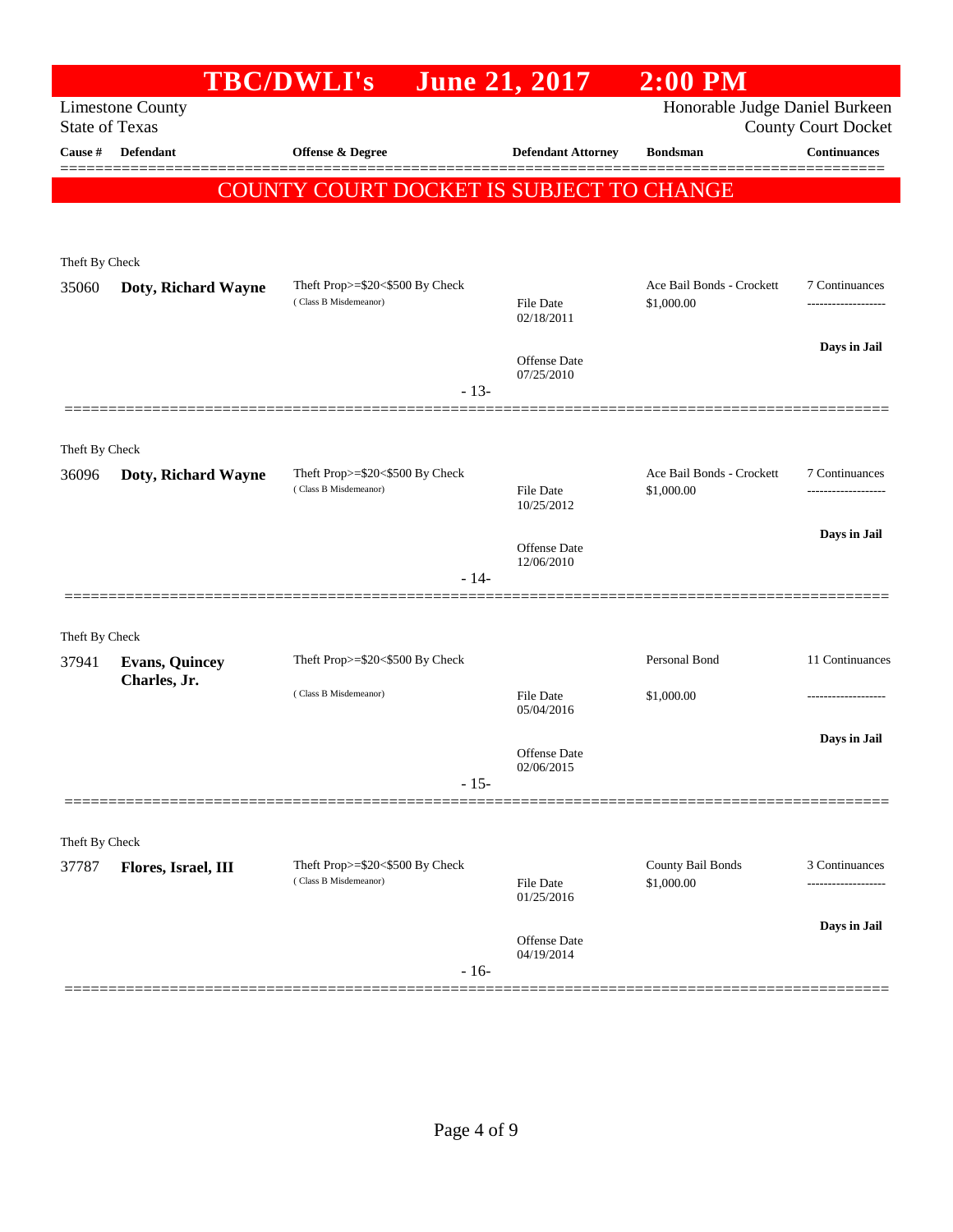# TBC/DWLI's June 21, 2017 2:00 PM

Limestone County
State of Texas

Honorable Judge Daniel Burkeen
County Court Docket

| Cause # | Defendant | Offense & Degree | Defendant Attorney | Bondsman | Continuances |
|---|---|---|---|---|---|

**COUNTY COURT DOCKET IS SUBJECT TO CHANGE**

Theft By Check

| Cause # | Defendant | Offense & Degree | Defendant Attorney | Bondsman | Continuances |
|---|---|---|---|---|---|
| 35060 | **Doty, Richard Wayne** | Theft Prop>=$20<$500 By Check (Class B Misdemeanor) | File Date 02/18/2011 Offense Date 07/25/2010 | Ace Bail Bonds - Crockett $1,000.00 | 7 Continuances Days in Jail |

- 13-

Theft By Check

| Cause # | Defendant | Offense & Degree | Defendant Attorney | Bondsman | Continuances |
|---|---|---|---|---|---|
| 36096 | **Doty, Richard Wayne** | Theft Prop>=$20<$500 By Check (Class B Misdemeanor) | File Date 10/25/2012 Offense Date 12/06/2010 | Ace Bail Bonds - Crockett $1,000.00 | 7 Continuances Days in Jail |

- 14-

Theft By Check

| Cause # | Defendant | Offense & Degree | Defendant Attorney | Bondsman | Continuances |
|---|---|---|---|---|---|
| 37941 | **Evans, Quincey Charles, Jr.** | Theft Prop>=$20<$500 By Check (Class B Misdemeanor) | File Date 05/04/2016 Offense Date 02/06/2015 | Personal Bond $1,000.00 | 11 Continuances Days in Jail |

- 15-

Theft By Check

| Cause # | Defendant | Offense & Degree | Defendant Attorney | Bondsman | Continuances |
|---|---|---|---|---|---|
| 37787 | **Flores, Israel, III** | Theft Prop>=$20<$500 By Check (Class B Misdemeanor) | File Date 01/25/2016 Offense Date 04/19/2014 | County Bail Bonds $1,000.00 | 3 Continuances Days in Jail |

- 16-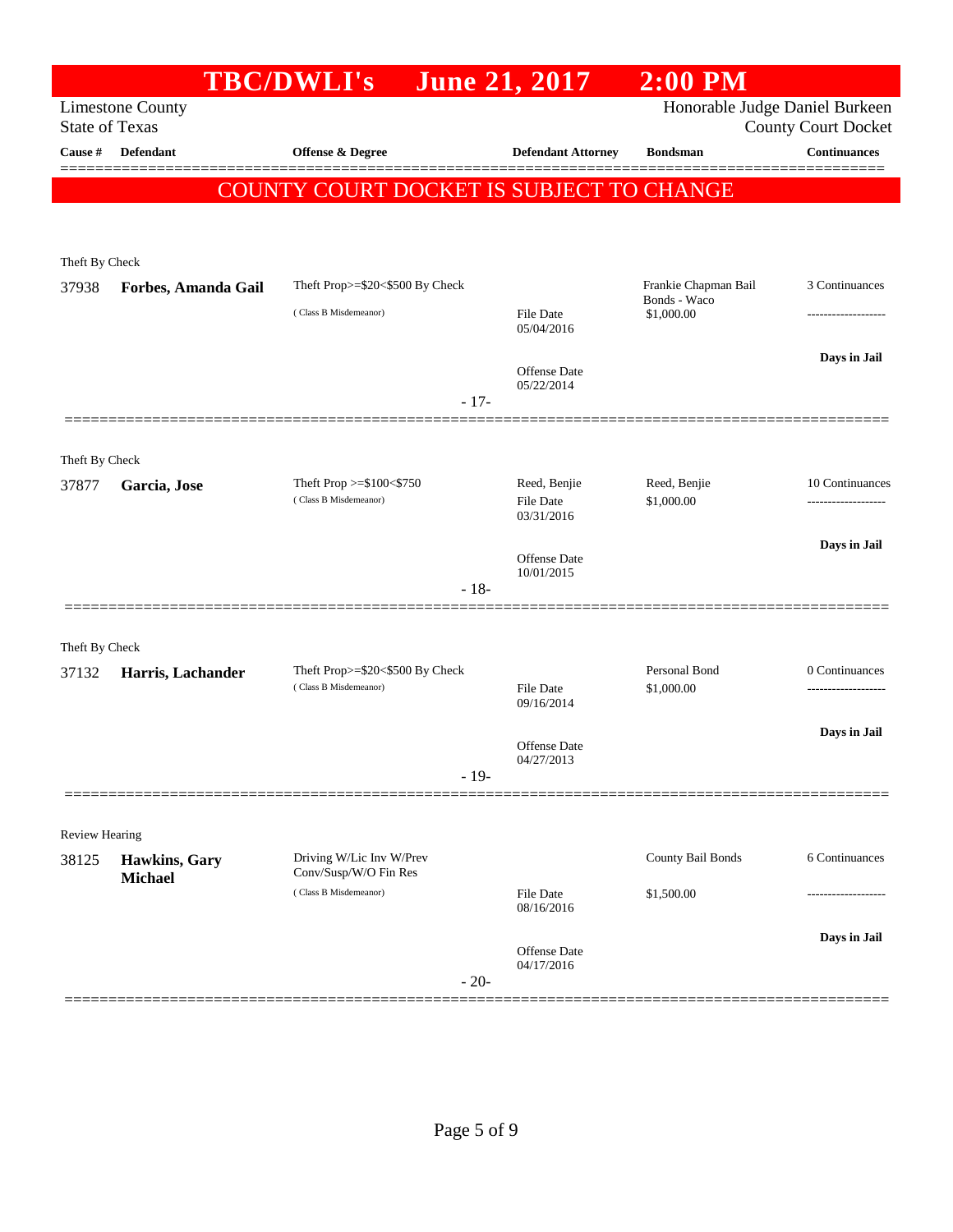# TBC/DWLI's June 21, 2017 2:00 PM

Limestone County
State of Texas

Honorable Judge Daniel Burkeen
County Court Docket

| Cause # | Defendant | Offense & Degree | Defendant Attorney | Bondsman | Continuances |
|---|---|---|---|---|---|

**COUNTY COURT DOCKET IS SUBJECT TO CHANGE**

---

Theft By Check

| Cause # | Defendant | Offense & Degree | Defendant Attorney | Bondsman | Continuances |
|---|---|---|---|---|---|
| 37938 | **Forbes, Amanda Gail** | Theft Prop>=$20<$500 By Check (Class B Misdemeanor) | File Date 05/04/2016; Offense Date 05/22/2014 | Frankie Chapman Bail Bonds - Waco $1,000.00 | 3 Continuances; Days in Jail |

- 17-

---

Theft By Check

| Cause # | Defendant | Offense & Degree | Defendant Attorney | Bondsman | Continuances |
|---|---|---|---|---|---|
| 37877 | **Garcia, Jose** | Theft Prop >=$100<$750 (Class B Misdemeanor) | Reed, Benjie; File Date 03/31/2016; Offense Date 10/01/2015 | Reed, Benjie $1,000.00 | 10 Continuances; Days in Jail |

- 18-

---

Theft By Check

| Cause # | Defendant | Offense & Degree | Defendant Attorney | Bondsman | Continuances |
|---|---|---|---|---|---|
| 37132 | **Harris, Lachander** | Theft Prop>=$20<$500 By Check (Class B Misdemeanor) | File Date 09/16/2014; Offense Date 04/27/2013 | Personal Bond $1,000.00 | 0 Continuances; Days in Jail |

- 19-

---

Review Hearing

| Cause # | Defendant | Offense & Degree | Defendant Attorney | Bondsman | Continuances |
|---|---|---|---|---|---|
| 38125 | **Hawkins, Gary Michael** | Driving W/Lic Inv W/Prev Conv/Susp/W/O Fin Res (Class B Misdemeanor) | File Date 08/16/2016; Offense Date 04/17/2016 | County Bail Bonds $1,500.00 | 6 Continuances; Days in Jail |

- 20-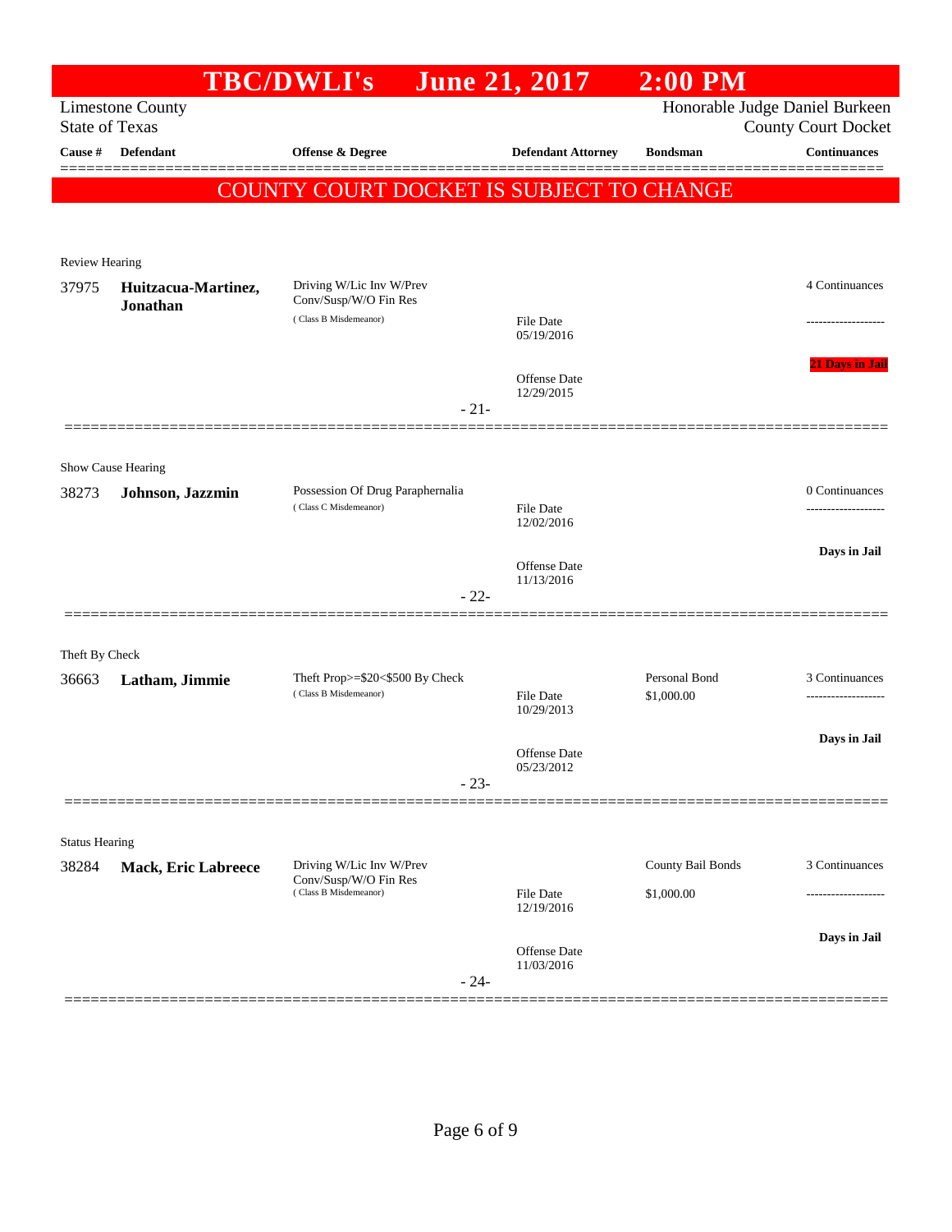# TBC/DWLI's June 21, 2017 2:00 PM

Limestone County
State of Texas

Honorable Judge Daniel Burkeen
County Court Docket

| Cause # | Defendant | Offense & Degree | Defendant Attorney | Bondsman | Continuances |
|---|---|---|---|---|---|

**COUNTY COURT DOCKET IS SUBJECT TO CHANGE**

---

Review Hearing

| Cause # | Defendant | Offense & Degree | Defendant Attorney | Bondsman | Continuances |
|---|---|---|---|---|---|
| 37975 | **Huitzacua-Martinez, Jonathan** | Driving W/Lic Inv W/Prev Conv/Susp/W/O Fin Res (Class B Misdemeanor) | File Date 05/19/2016; Offense Date 12/29/2015 | | 4 Continuances; **21 Days in Jail** |

- 21-

---

Show Cause Hearing

| Cause # | Defendant | Offense & Degree | Defendant Attorney | Bondsman | Continuances |
|---|---|---|---|---|---|
| 38273 | **Johnson, Jazzmin** | Possession Of Drug Paraphernalia (Class C Misdemeanor) | File Date 12/02/2016; Offense Date 11/13/2016 | | 0 Continuances; **Days in Jail** |

- 22-

---

Theft By Check

| Cause # | Defendant | Offense & Degree | Defendant Attorney | Bondsman | Continuances |
|---|---|---|---|---|---|
| 36663 | **Latham, Jimmie** | Theft Prop>=$20<$500 By Check (Class B Misdemeanor) | File Date 10/29/2013; Offense Date 05/23/2012 | Personal Bond $1,000.00 | 3 Continuances; **Days in Jail** |

- 23-

---

Status Hearing

| Cause # | Defendant | Offense & Degree | Defendant Attorney | Bondsman | Continuances |
|---|---|---|---|---|---|
| 38284 | **Mack, Eric Labreece** | Driving W/Lic Inv W/Prev Conv/Susp/W/O Fin Res (Class B Misdemeanor) | File Date 12/19/2016; Offense Date 11/03/2016 | County Bail Bonds $1,000.00 | 3 Continuances; **Days in Jail** |

- 24-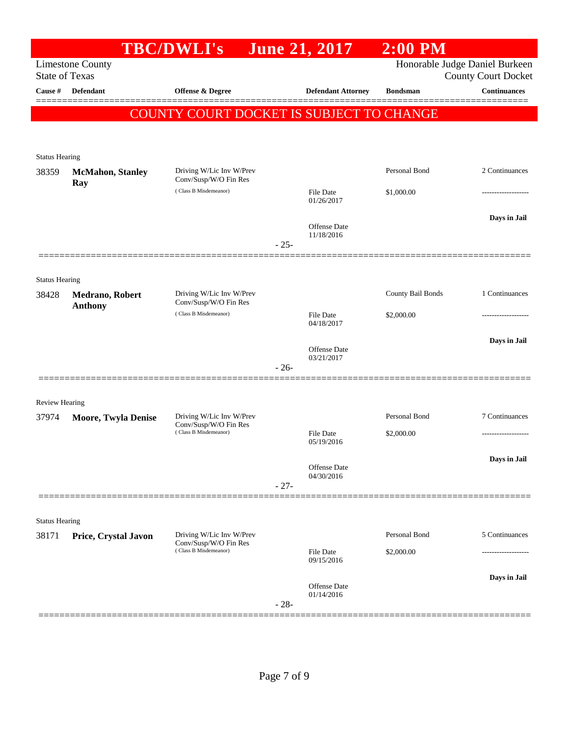# TBC/DWLI's June 21, 2017 2:00 PM

Limestone County
State of Texas

Honorable Judge Daniel Burkeen
County Court Docket

| Cause # | Defendant | Offense & Degree | Defendant Attorney | Bondsman | Continuances |
|---|---|---|---|---|---|

**COUNTY COURT DOCKET IS SUBJECT TO CHANGE**

---

Status Hearing

| Cause # | Defendant | Offense & Degree | Defendant Attorney | Bondsman | Continuances |
|---|---|---|---|---|---|
| 38359 | **McMahon, Stanley Ray** | Driving W/Lic Inv W/Prev Conv/Susp/W/O Fin Res (Class B Misdemeanor) | File Date 01/26/2017<br>Offense Date 11/18/2016 | Personal Bond<br>$1,000.00 | 2 Continuances<br>-------------------<br>**Days in Jail** |

- 25-

---

Status Hearing

| Cause # | Defendant | Offense & Degree | Defendant Attorney | Bondsman | Continuances |
|---|---|---|---|---|---|
| 38428 | **Medrano, Robert Anthony** | Driving W/Lic Inv W/Prev Conv/Susp/W/O Fin Res (Class B Misdemeanor) | File Date 04/18/2017<br>Offense Date 03/21/2017 | County Bail Bonds<br>$2,000.00 | 1 Continuances<br>-------------------<br>**Days in Jail** |

- 26-

---

Review Hearing

| Cause # | Defendant | Offense & Degree | Defendant Attorney | Bondsman | Continuances |
|---|---|---|---|---|---|
| 37974 | **Moore, Twyla Denise** | Driving W/Lic Inv W/Prev Conv/Susp/W/O Fin Res (Class B Misdemeanor) | File Date 05/19/2016<br>Offense Date 04/30/2016 | Personal Bond<br>$2,000.00 | 7 Continuances<br>-------------------<br>**Days in Jail** |

- 27-

---

Status Hearing

| Cause # | Defendant | Offense & Degree | Defendant Attorney | Bondsman | Continuances |
|---|---|---|---|---|---|
| 38171 | **Price, Crystal Javon** | Driving W/Lic Inv W/Prev Conv/Susp/W/O Fin Res (Class B Misdemeanor) | File Date 09/15/2016<br>Offense Date 01/14/2016 | Personal Bond<br>$2,000.00 | 5 Continuances<br>-------------------<br>**Days in Jail** |

- 28-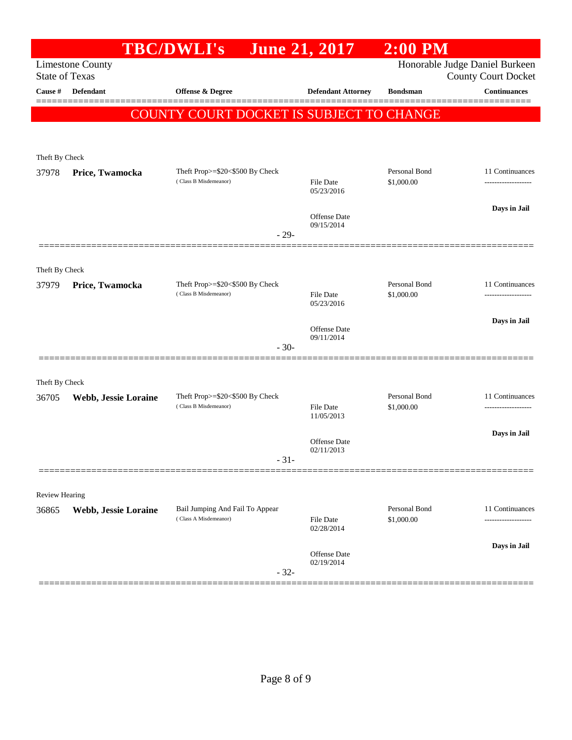# TBC/DWLI's June 21, 2017 2:00 PM

Limestone County
State of Texas

Honorable Judge Daniel Burkeen
County Court Docket

| Cause # | Defendant | Offense & Degree | Defendant Attorney | Bondsman | Continuances |
|---|---|---|---|---|---|

**COUNTY COURT DOCKET IS SUBJECT TO CHANGE**

---

Theft By Check

| Cause # | Defendant | Offense & Degree | Defendant Attorney | Bondsman | Continuances |
|---|---|---|---|---|---|
| 37978 | **Price, Twamocka** | Theft Prop>=$20<$500 By Check (Class B Misdemeanor) | File Date 05/23/2016<br>Offense Date 09/15/2014 | Personal Bond $1,000.00 | 11 Continuances<br>-------------------<br>**Days in Jail** |

- 29-

---

Theft By Check

| Cause # | Defendant | Offense & Degree | Defendant Attorney | Bondsman | Continuances |
|---|---|---|---|---|---|
| 37979 | **Price, Twamocka** | Theft Prop>=$20<$500 By Check (Class B Misdemeanor) | File Date 05/23/2016<br>Offense Date 09/11/2014 | Personal Bond $1,000.00 | 11 Continuances<br>-------------------<br>**Days in Jail** |

- 30-

---

Theft By Check

| Cause # | Defendant | Offense & Degree | Defendant Attorney | Bondsman | Continuances |
|---|---|---|---|---|---|
| 36705 | **Webb, Jessie Loraine** | Theft Prop>=$20<$500 By Check (Class B Misdemeanor) | File Date 11/05/2013<br>Offense Date 02/11/2013 | Personal Bond $1,000.00 | 11 Continuances<br>-------------------<br>**Days in Jail** |

- 31-

---

Review Hearing

| Cause # | Defendant | Offense & Degree | Defendant Attorney | Bondsman | Continuances |
|---|---|---|---|---|---|
| 36865 | **Webb, Jessie Loraine** | Bail Jumping And Fail To Appear (Class A Misdemeanor) | File Date 02/28/2014<br>Offense Date 02/19/2014 | Personal Bond $1,000.00 | 11 Continuances<br>-------------------<br>**Days in Jail** |

- 32-

---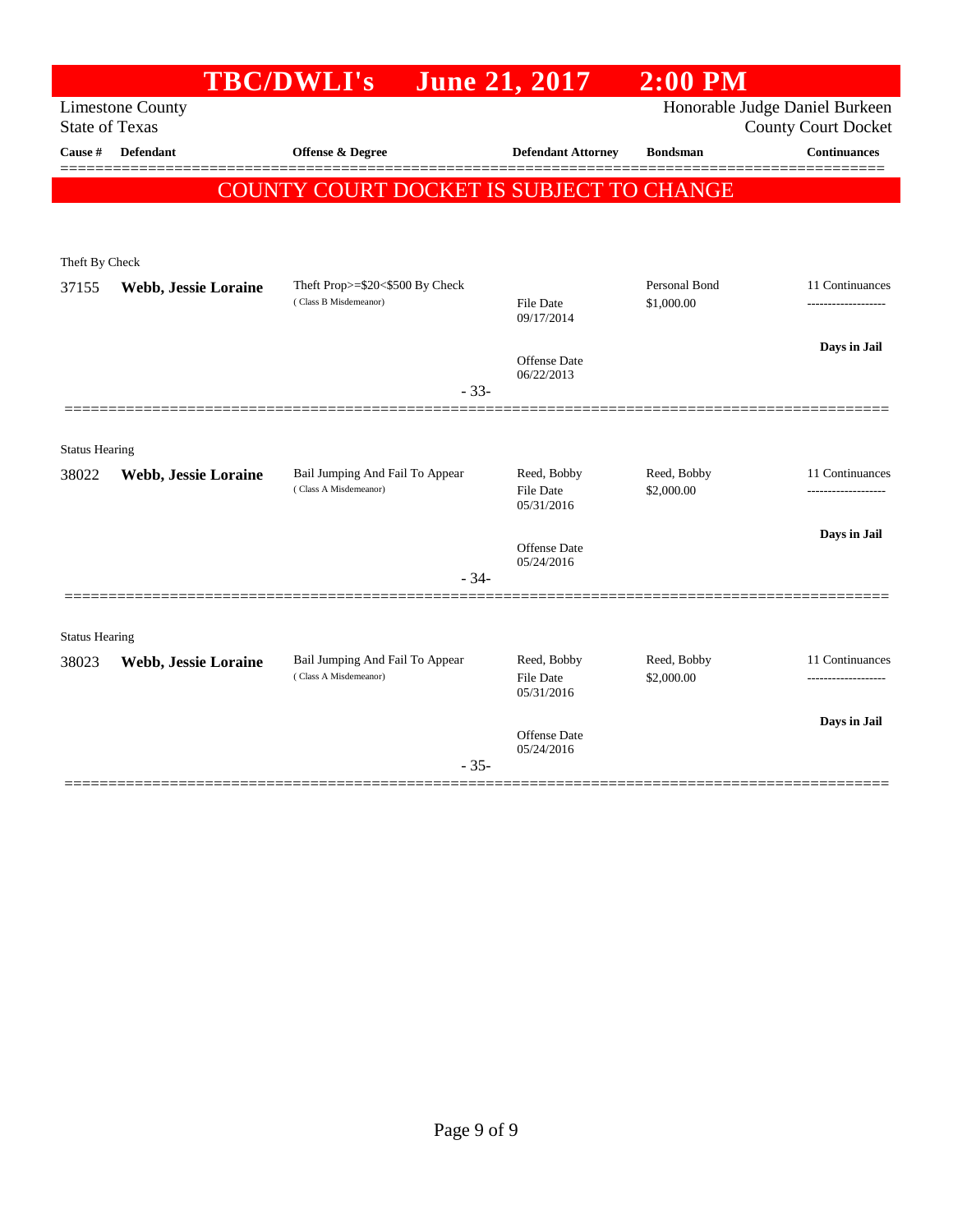# TBC/DWLI's June 21, 2017 2:00 PM

Limestone County
State of Texas

Honorable Judge Daniel Burkeen
County Court Docket

| Cause # | Defendant | Offense & Degree | Defendant Attorney | Bondsman | Continuances |
|---|---|---|---|---|---|

**COUNTY COURT DOCKET IS SUBJECT TO CHANGE**

Theft By Check

| Cause # | Defendant | Offense & Degree | Defendant Attorney | Bondsman | Continuances |
|---|---|---|---|---|---|
| 37155 | **Webb, Jessie Loraine** | Theft Prop>=$20<$500 By Check (Class B Misdemeanor) | File Date 09/17/2014 | Personal Bond $1,000.00 | 11 Continuances |
| | | | Offense Date 06/22/2013 | | **Days in Jail** |

- 33-

Status Hearing

| Cause # | Defendant | Offense & Degree | Defendant Attorney | Bondsman | Continuances |
|---|---|---|---|---|---|
| 38022 | **Webb, Jessie Loraine** | Bail Jumping And Fail To Appear (Class A Misdemeanor) | Reed, Bobby File Date 05/31/2016 | Reed, Bobby $2,000.00 | 11 Continuances |
| | | | Offense Date 05/24/2016 | | **Days in Jail** |

- 34-

Status Hearing

| Cause # | Defendant | Offense & Degree | Defendant Attorney | Bondsman | Continuances |
|---|---|---|---|---|---|
| 38023 | **Webb, Jessie Loraine** | Bail Jumping And Fail To Appear (Class A Misdemeanor) | Reed, Bobby File Date 05/31/2016 | Reed, Bobby $2,000.00 | 11 Continuances |
| | | | Offense Date 05/24/2016 | | **Days in Jail** |

- 35-